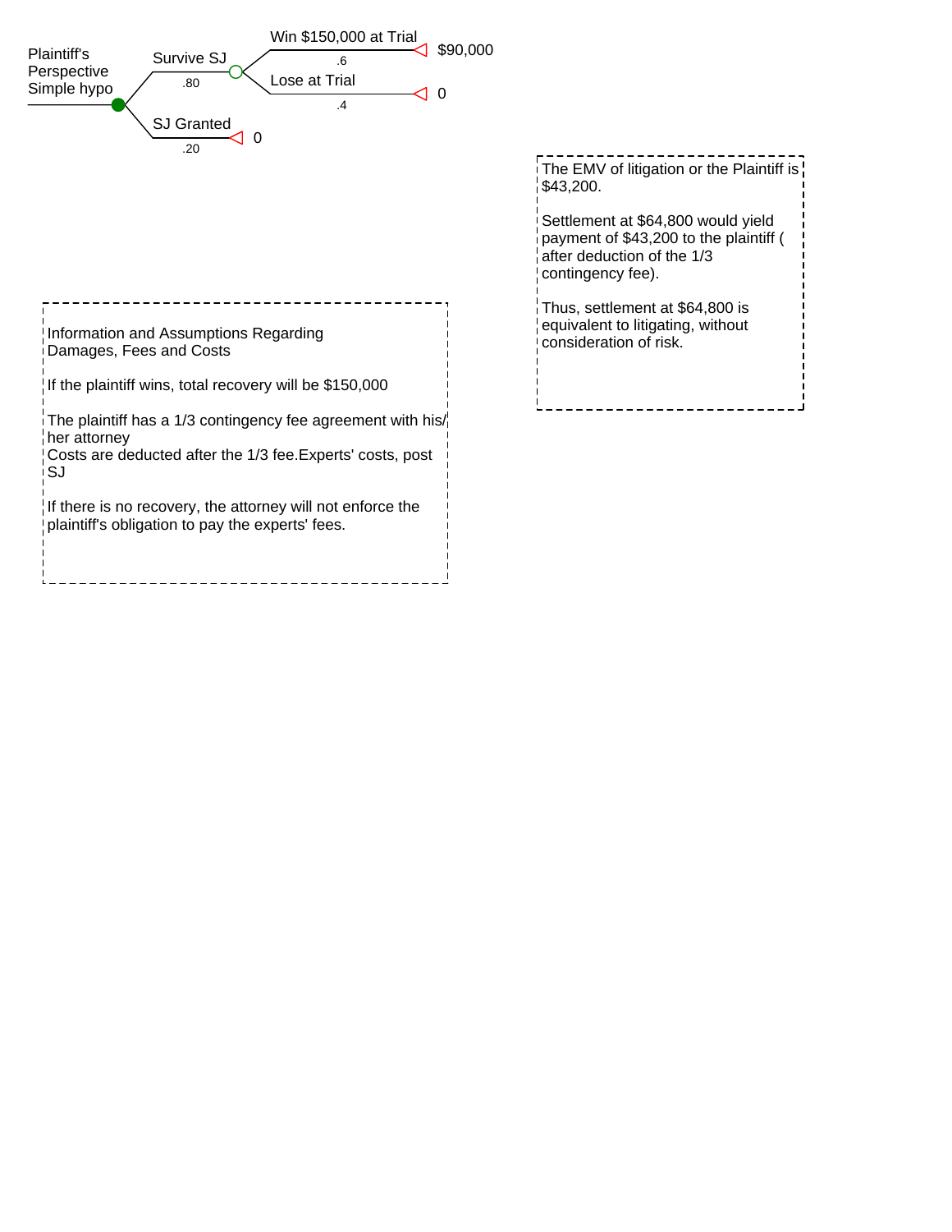Plaintiff's Perspective Simple hypo

Survive SJ

.80

Win $150,000 at Trial

.6

$90,000

Lose at Trial

.4

0

SJ Granted

.20

0

The EMV of litigation or the Plaintiff is $43,200.

Settlement at $64,800 would yield payment of $43,200 to the plaintiff ( after deduction of the 1/3 contingency fee).

Thus, settlement at $64,800 is equivalent to litigating, without consideration of risk.

Information and Assumptions Regarding Damages, Fees and Costs

If the plaintiff wins, total recovery will be $150,000

The plaintiff has a 1/3 contingency fee agreement with his/her attorney
Costs are deducted after the 1/3 fee.Experts' costs, post SJ

If there is no recovery, the attorney will not enforce the plaintiff's obligation to pay the experts' fees.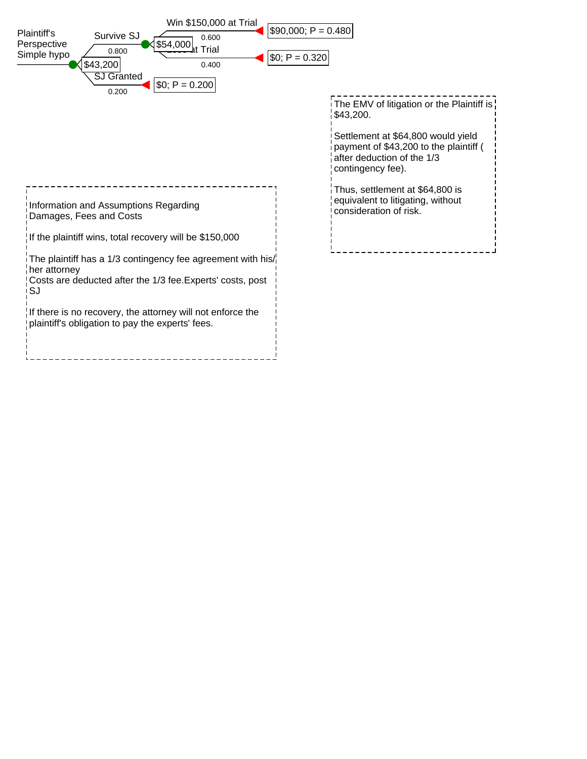Plaintiff's Perspective Simple hypo

$43,200

Survive SJ

0.800

$54,000

Win $150,000 at Trial

0.600

$90,000; P = 0.480

Lose at Trial

0.400

$0; P = 0.320

SJ Granted

0.200

$0; P = 0.200

The EMV of litigation or the Plaintiff is $43,200.

Settlement at $64,800 would yield payment of $43,200 to the plaintiff ( after deduction of the 1/3 contingency fee).

Thus, settlement at $64,800 is equivalent to litigating, without consideration of risk.

Information and Assumptions Regarding Damages, Fees and Costs

If the plaintiff wins, total recovery will be $150,000

The plaintiff has a 1/3 contingency fee agreement with his/her attorney
Costs are deducted after the 1/3 fee.Experts' costs, post SJ

If there is no recovery, the attorney will not enforce the plaintiff's obligation to pay the experts' fees.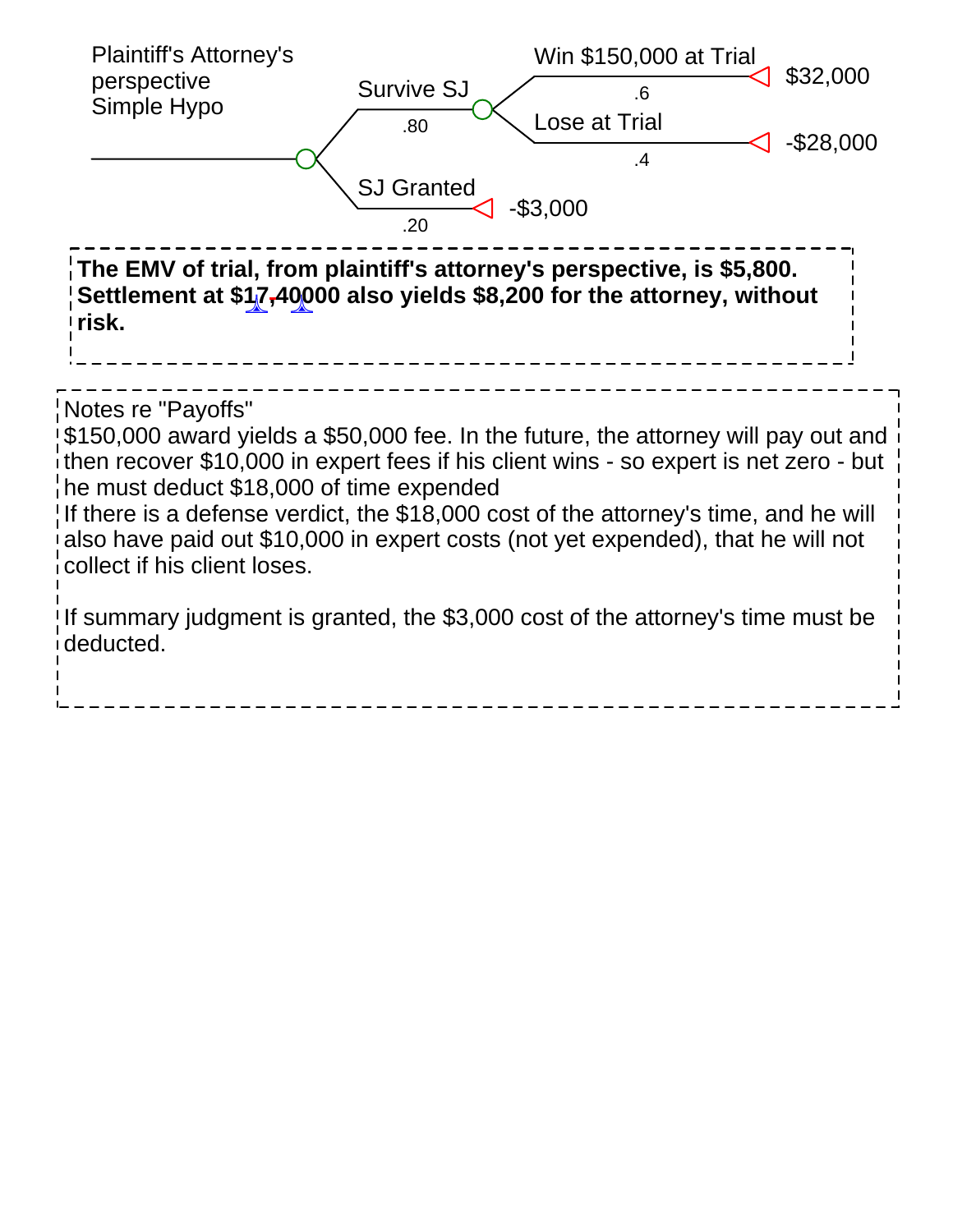Plaintiff's Attorney's perspective
Simple Hypo

Survive SJ
.80

Win $150,000 at Trial
.6
$32,000

Lose at Trial
.4
-$28,000

SJ Granted
.20
-$3,000

**The EMV of trial, from plaintiff's attorney's perspective, is $5,800. Settlement at $17,40000 also yields $8,200 for the attorney, without risk.**

Notes re "Payoffs"
$150,000 award yields a $50,000 fee. In the future, the attorney will pay out and then recover $10,000 in expert fees if his client wins - so expert is net zero - but he must deduct $18,000 of time expended
If there is a defense verdict, the $18,000 cost of the attorney's time, and he will also have paid out $10,000 in expert costs (not yet expended), that he will not collect if his client loses.

If summary judgment is granted, the $3,000 cost of the attorney's time must be deducted.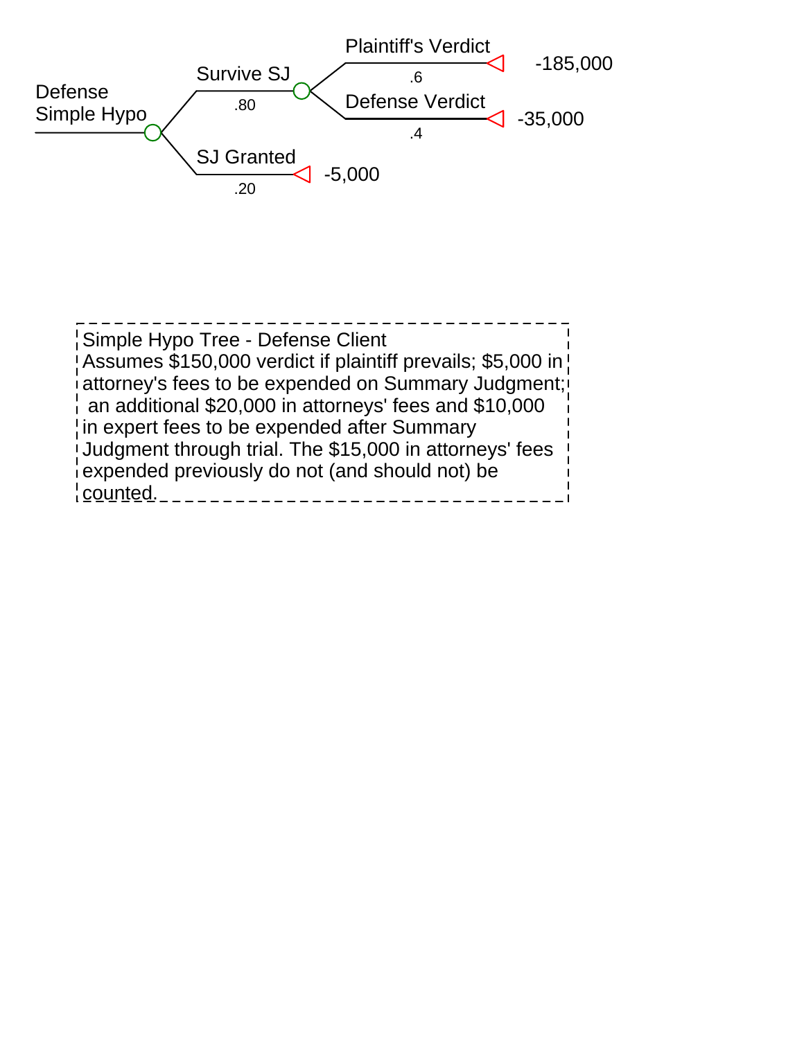Defense Simple Hypo

Survive SJ
.80

Plaintiff's Verdict
.6
-185,000

Defense Verdict
.4
-35,000

SJ Granted
.20
-5,000

Simple Hypo Tree - Defense Client
Assumes $150,000 verdict if plaintiff prevails; $5,000 in attorney's fees to be expended on Summary Judgment; an additional $20,000 in attorneys' fees and $10,000 in expert fees to be expended after Summary Judgment through trial. The $15,000 in attorneys' fees expended previously do not (and should not) be counted.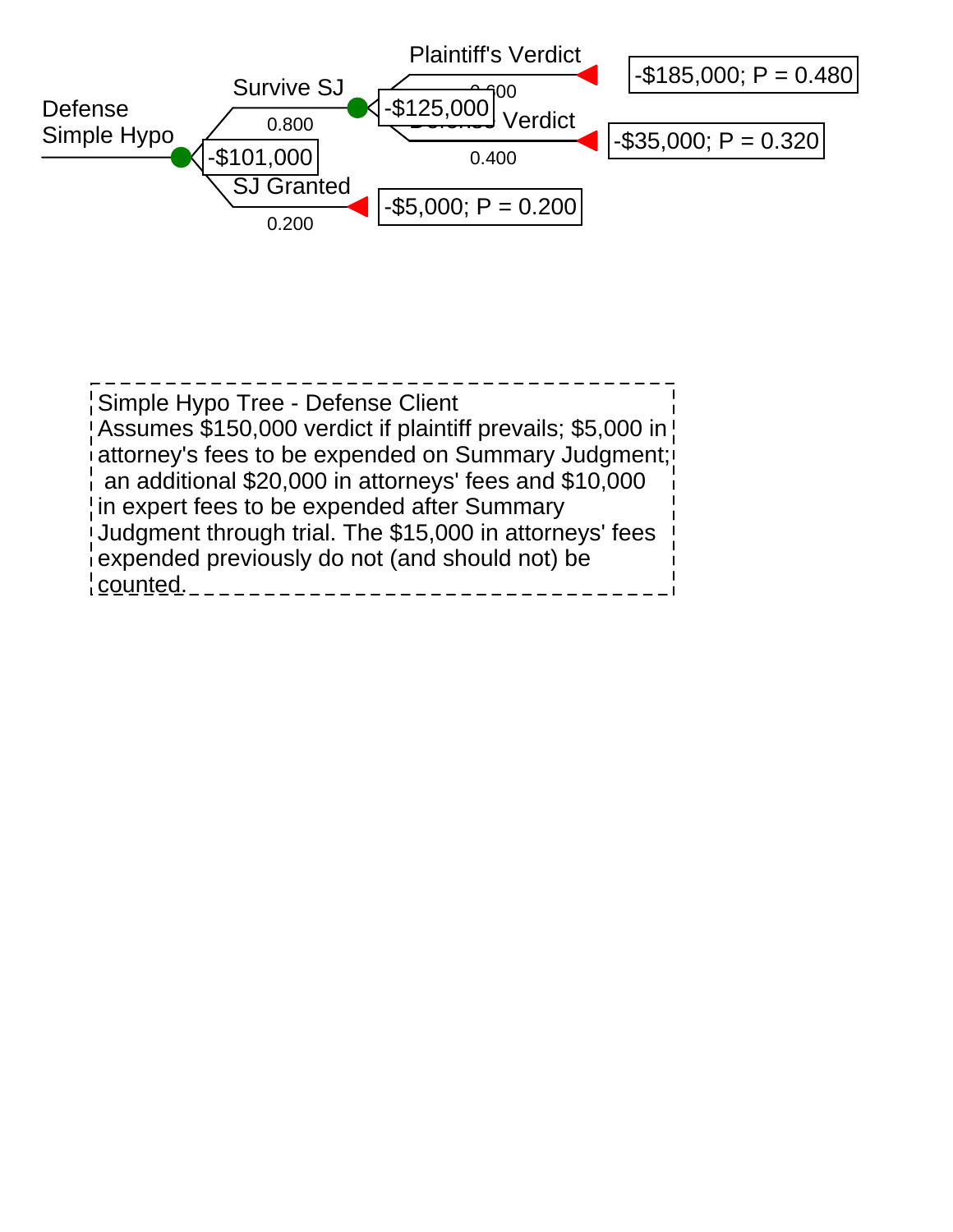Defense
Simple Hypo

-$101,000

Survive SJ
0.800

-$125,000

Plaintiff's Verdict
0.600

-$185,000; P = 0.480

Defense Verdict
0.400

-$35,000; P = 0.320

SJ Granted
0.200

-$5,000; P = 0.200

Simple Hypo Tree - Defense Client
Assumes $150,000 verdict if plaintiff prevails; $5,000 in attorney's fees to be expended on Summary Judgment; an additional $20,000 in attorneys' fees and $10,000 in expert fees to be expended after Summary Judgment through trial. The $15,000 in attorneys' fees expended previously do not (and should not) be counted.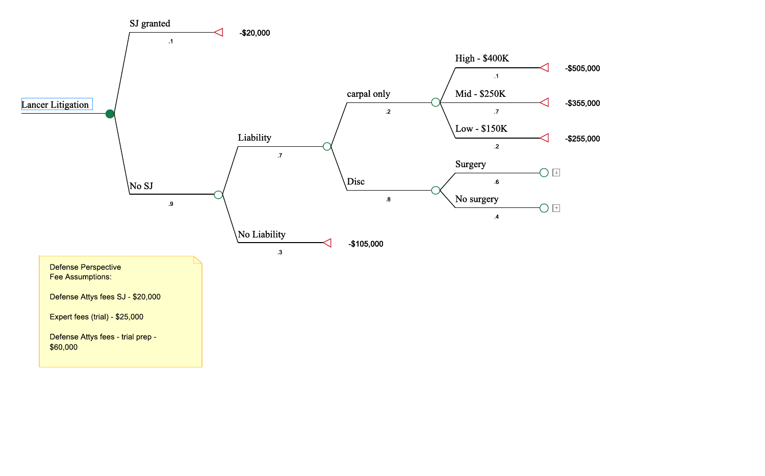Lancer Litigation

SJ granted

.1

-$20,000

No SJ

.9

Liability

.7

No Liability

.3

-$105,000

carpal only

.2

Disc

.8

High - $400K

.1

-$505,000

Mid - $250K

.7

-$355,000

Low - $150K

.2

-$255,000

Surgery

.6

No surgery

.4

Defense Perspective
Fee Assumptions:

Defense Attys fees SJ - $20,000

Expert fees (trial) - $25,000

Defense Attys fees - trial prep - $60,000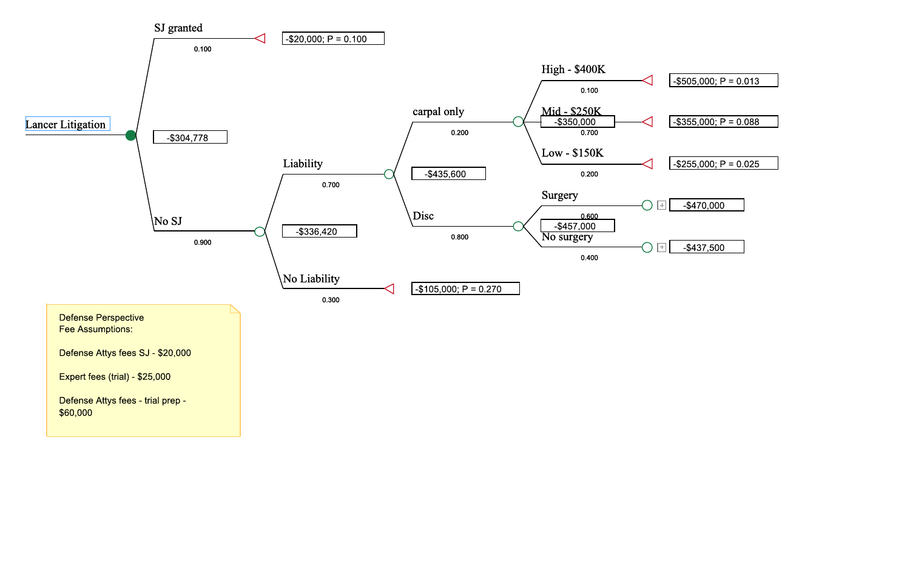Lancer Litigation

-$304,778

SJ granted

0.100

-$20,000; P = 0.100

No SJ

0.900

-$336,420

Liability

0.700

-$435,600

No Liability

0.300

-$105,000; P = 0.270

carpal only

0.200

-$350,000

High - $400K

0.100

-$505,000; P = 0.013

Mid - $250K

0.700

-$355,000; P = 0.088

Low - $150K

0.200

-$255,000; P = 0.025

Disc

0.800

-$457,000

Surgery

0.600

-$470,000

No surgery

0.400

-$437,500

Defense Perspective
Fee Assumptions:

Defense Attys fees SJ - $20,000

Expert fees (trial) - $25,000

Defense Attys fees - trial prep - $60,000